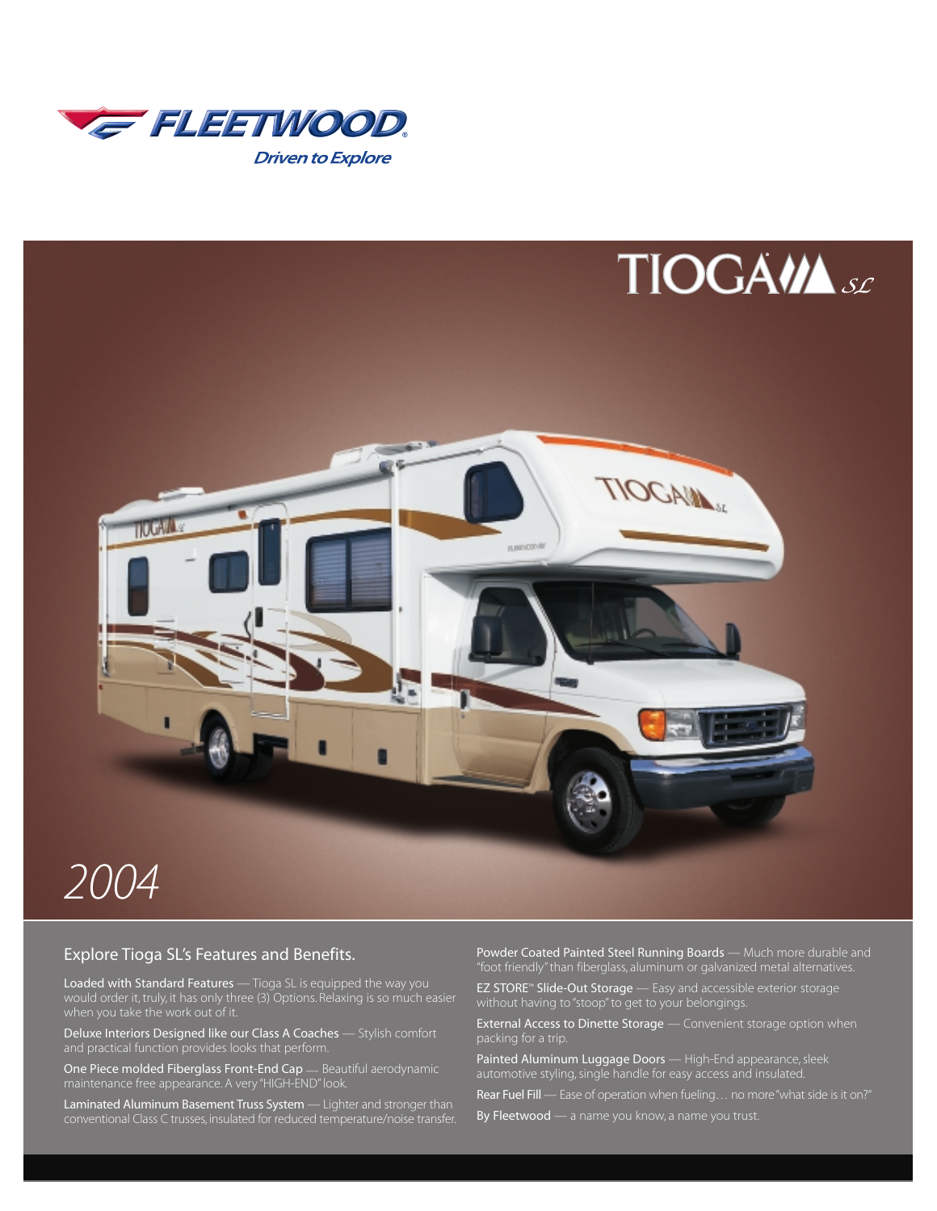FLEETWOOD®

*Driven to Explore*

# TIOGA SL

*2004*

## Explore Tioga SL's Features and Benefits.

**Loaded with Standard Features** — Tioga SL is equipped the way you would order it, truly, it has only three (3) Options. Relaxing is so much easier when you take the work out of it.

**Deluxe Interiors Designed like our Class A Coaches** — Stylish comfort and practical function provides looks that perform.

**One Piece molded Fiberglass Front-End Cap** — Beautiful aerodynamic maintenance free appearance. A very "HIGH-END" look.

**Laminated Aluminum Basement Truss System** — Lighter and stronger than conventional Class C trusses, insulated for reduced temperature/noise transfer.

**Powder Coated Painted Steel Running Boards** — Much more durable and "foot friendly" than fiberglass, aluminum or galvanized metal alternatives.

**EZ STORE™ Slide-Out Storage** — Easy and accessible exterior storage without having to "stoop" to get to your belongings.

**External Access to Dinette Storage** — Convenient storage option when packing for a trip.

**Painted Aluminum Luggage Doors** — High-End appearance, sleek automotive styling, single handle for easy access and insulated.

**Rear Fuel Fill** — Ease of operation when fueling… no more "what side is it on?"

**By Fleetwood** — a name you know, a name you trust.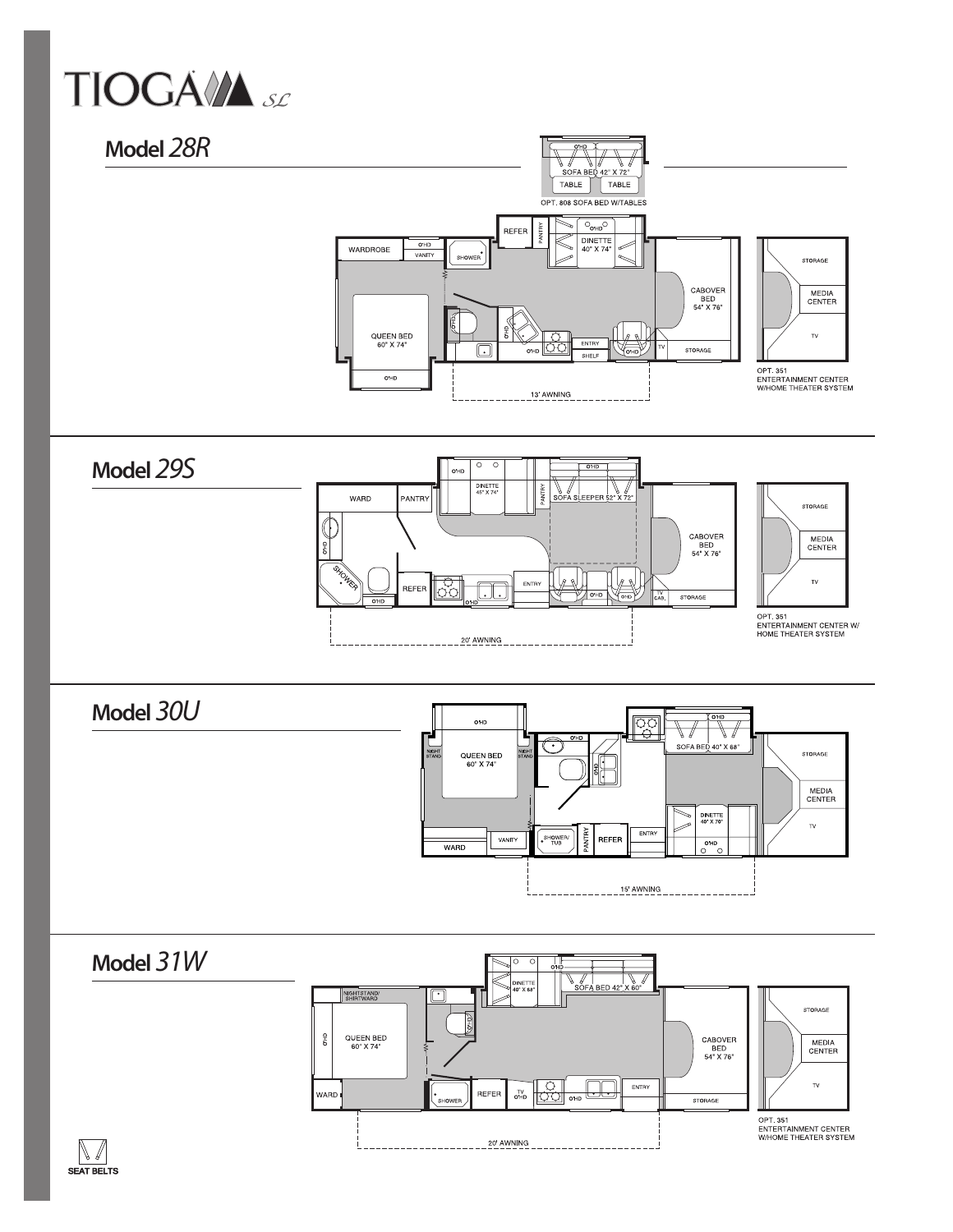# TIOGA SL

## Model *28R*

O'HD
SOFA BED 42" X 72"
TABLE
TABLE
OPT. 808 SOFA BED W/TABLES

WARDROBE
O'HD
VANITY
SHOWER
REFER
PANTRY
O'HD
DINETTE 40" X 74"
CABOVER BED 54" X 76"
QUEEN BED 60" X 74"
O'HD
O'HD
O'HD
ENTRY
SHELF
O'HD
TV
STORAGE
O'HD
13' AWNING

STORAGE
MEDIA CENTER
TV
OPT. 351 ENTERTAINMENT CENTER W/HOME THEATER SYSTEM

## Model *29S*

O'HD
DINETTE 45" X 74"
PANTRY
O'HD
SOFA SLEEPER 52" X 72"
WARD
PANTRY
CABOVER BED 54" X 76"
O'HD
SHOWER
REFER
O'HD
O'HD
ENTRY
O'HD
O'HD
TV CAB.
STORAGE
20' AWNING

STORAGE
MEDIA CENTER
TV
OPT. 351 ENTERTAINMENT CENTER W/ HOME THEATER SYSTEM

## Model *30U*

O'HD
NIGHT STAND
QUEEN BED 60" X 74"
NIGHT STAND
O'HD
O'HD
O'HD
SOFA BED 40" X 68"
WARD
VANITY
SHOWER/ TUB
PANTRY
REFER
ENTRY
DINETTE 40" X 70"
O'HD
15' AWNING

STORAGE
MEDIA CENTER
TV

## Model *31W*

O'HD
DINETTE 40" X 68"
SOFA BED 42" X 60"
NIGHTSTAND/ SHIRTWARD
O'HD
QUEEN BED 60" X 74"
O'HD
CABOVER BED 54" X 76"
WARD
SHOWER
REFER
TV O'HD
O'HD
ENTRY
STORAGE
20' AWNING

STORAGE
MEDIA CENTER
TV
OPT. 351 ENTERTAINMENT CENTER W/HOME THEATER SYSTEM

SEAT BELTS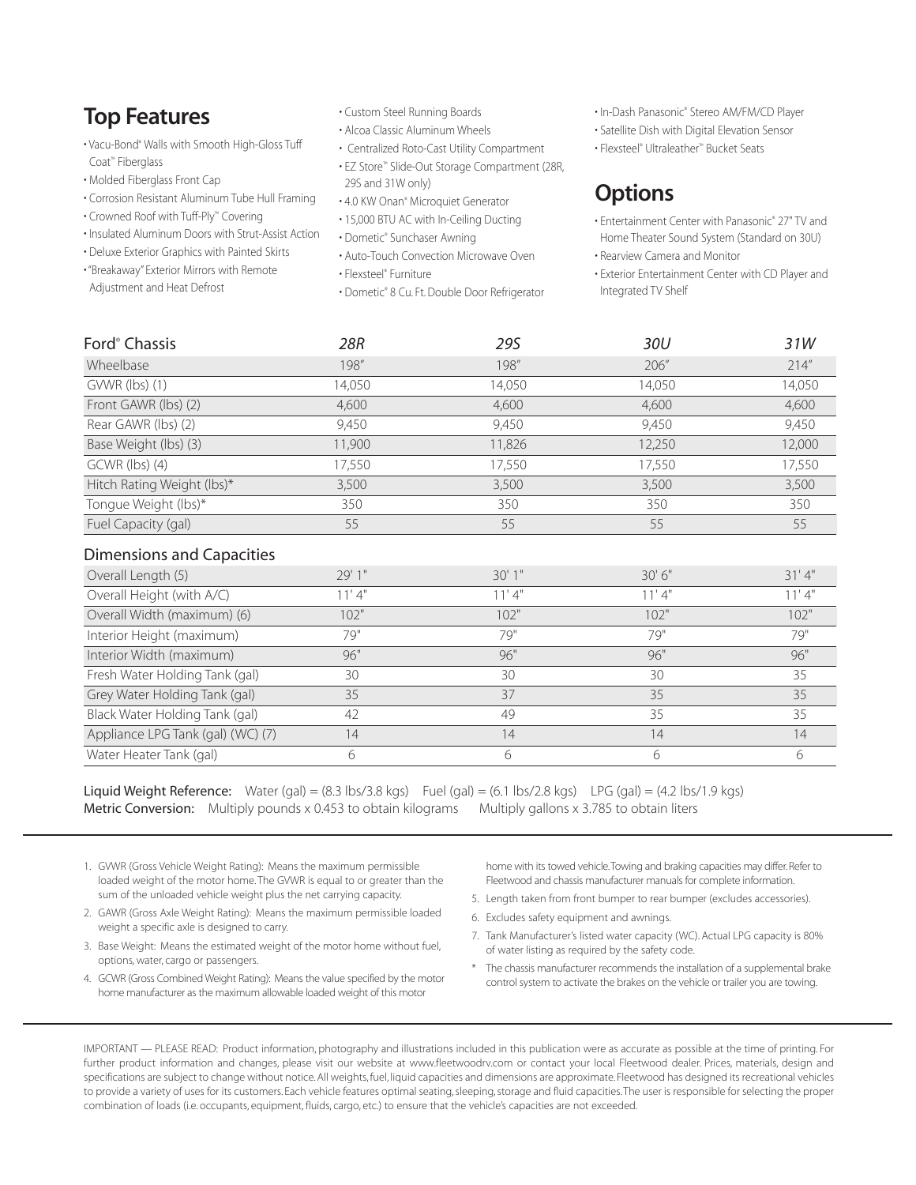## Top Features

- Vacu-Bond® Walls with Smooth High-Gloss Tuff Coat™ Fiberglass
- Molded Fiberglass Front Cap
- Corrosion Resistant Aluminum Tube Hull Framing
- Crowned Roof with Tuff-Ply™ Covering
- Insulated Aluminum Doors with Strut-Assist Action
- Deluxe Exterior Graphics with Painted Skirts
- "Breakaway" Exterior Mirrors with Remote Adjustment and Heat Defrost
- Custom Steel Running Boards
- Alcoa Classic Aluminum Wheels
- Centralized Roto-Cast Utility Compartment
- EZ Store™ Slide-Out Storage Compartment (28R, 29S and 31W only)
- 4.0 KW Onan® Microquiet Generator
- 15,000 BTU AC with In-Ceiling Ducting
- Dometic® Sunchaser Awning
- Auto-Touch Convection Microwave Oven
- Flexsteel® Furniture
- Dometic® 8 Cu. Ft. Double Door Refrigerator
- In-Dash Panasonic® Stereo AM/FM/CD Player
- Satellite Dish with Digital Elevation Sensor
- Flexsteel® Ultraleather™ Bucket Seats

## Options

- Entertainment Center with Panasonic® 27" TV and Home Theater Sound System (Standard on 30U)
- Rearview Camera and Monitor
- Exterior Entertainment Center with CD Player and Integrated TV Shelf

| Ford® Chassis | *28R* | *29S* | *30U* | *31W* |
|---|---|---|---|---|
| Wheelbase | 198" | 198" | 206" | 214" |
| GVWR (lbs) (1) | 14,050 | 14,050 | 14,050 | 14,050 |
| Front GAWR (lbs) (2) | 4,600 | 4,600 | 4,600 | 4,600 |
| Rear GAWR (lbs) (2) | 9,450 | 9,450 | 9,450 | 9,450 |
| Base Weight (lbs) (3) | 11,900 | 11,826 | 12,250 | 12,000 |
| GCWR (lbs) (4) | 17,550 | 17,550 | 17,550 | 17,550 |
| Hitch Rating Weight (lbs)* | 3,500 | 3,500 | 3,500 | 3,500 |
| Tongue Weight (lbs)* | 350 | 350 | 350 | 350 |
| Fuel Capacity (gal) | 55 | 55 | 55 | 55 |

### Dimensions and Capacities

| Dimensions and Capacities | 28R | 29S | 30U | 31W |
|---|---|---|---|---|
| Overall Length (5) | 29' 1" | 30' 1" | 30' 6" | 31' 4" |
| Overall Height (with A/C) | 11' 4" | 11' 4" | 11' 4" | 11' 4" |
| Overall Width (maximum) (6) | 102" | 102" | 102" | 102" |
| Interior Height (maximum) | 79" | 79" | 79" | 79" |
| Interior Width (maximum) | 96" | 96" | 96" | 96" |
| Fresh Water Holding Tank (gal) | 30 | 30 | 30 | 35 |
| Grey Water Holding Tank (gal) | 35 | 37 | 35 | 35 |
| Black Water Holding Tank (gal) | 42 | 49 | 35 | 35 |
| Appliance LPG Tank (gal) (WC) (7) | 14 | 14 | 14 | 14 |
| Water Heater Tank (gal) | 6 | 6 | 6 | 6 |

**Liquid Weight Reference:** Water (gal) = (8.3 lbs/3.8 kgs) Fuel (gal) = (6.1 lbs/2.8 kgs) LPG (gal) = (4.2 lbs/1.9 kgs)
**Metric Conversion:** Multiply pounds x 0.453 to obtain kilograms Multiply gallons x 3.785 to obtain liters

1. GVWR (Gross Vehicle Weight Rating): Means the maximum permissible loaded weight of the motor home. The GVWR is equal to or greater than the sum of the unloaded vehicle weight plus the net carrying capacity.
2. GAWR (Gross Axle Weight Rating): Means the maximum permissible loaded weight a specific axle is designed to carry.
3. Base Weight: Means the estimated weight of the motor home without fuel, options, water, cargo or passengers.
4. GCWR (Gross Combined Weight Rating): Means the value specified by the motor home manufacturer as the maximum allowable loaded weight of this motor home with its towed vehicle. Towing and braking capacities may differ. Refer to Fleetwood and chassis manufacturer manuals for complete information.
5. Length taken from front bumper to rear bumper (excludes accessories).
6. Excludes safety equipment and awnings.
7. Tank Manufacturer's listed water capacity (WC). Actual LPG capacity is 80% of water listing as required by the safety code.

\* The chassis manufacturer recommends the installation of a supplemental brake control system to activate the brakes on the vehicle or trailer you are towing.

IMPORTANT — PLEASE READ: Product information, photography and illustrations included in this publication were as accurate as possible at the time of printing. For further product information and changes, please visit our website at www.fleetwoodrv.com or contact your local Fleetwood dealer. Prices, materials, design and specifications are subject to change without notice. All weights, fuel, liquid capacities and dimensions are approximate. Fleetwood has designed its recreational vehicles to provide a variety of uses for its customers. Each vehicle features optimal seating, sleeping, storage and fluid capacities. The user is responsible for selecting the proper combination of loads (i.e. occupants, equipment, fluids, cargo, etc.) to ensure that the vehicle's capacities are not exceeded.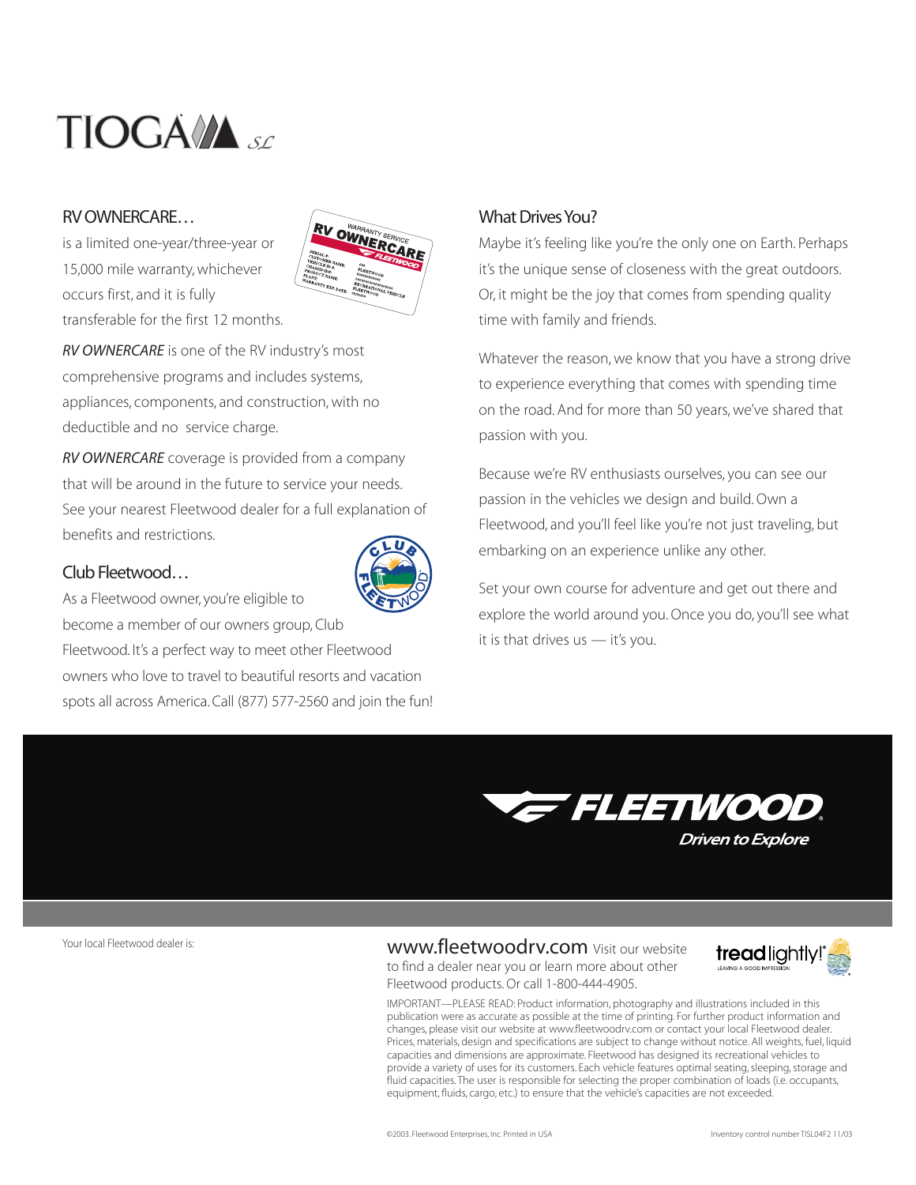# TIOGA SL

## RV OWNERCARE…

is a limited one-year/three-year or 15,000 mile warranty, whichever occurs first, and it is fully transferable for the first 12 months.

*RV OWNERCARE* is one of the RV industry's most comprehensive programs and includes systems, appliances, components, and construction, with no deductible and no service charge.

*RV OWNERCARE* coverage is provided from a company that will be around in the future to service your needs. See your nearest Fleetwood dealer for a full explanation of benefits and restrictions.

## Club Fleetwood…

As a Fleetwood owner, you're eligible to become a member of our owners group, Club Fleetwood. It's a perfect way to meet other Fleetwood owners who love to travel to beautiful resorts and vacation spots all across America. Call (877) 577-2560 and join the fun!

## What Drives You?

Maybe it's feeling like you're the only one on Earth. Perhaps it's the unique sense of closeness with the great outdoors. Or, it might be the joy that comes from spending quality time with family and friends.

Whatever the reason, we know that you have a strong drive to experience everything that comes with spending time on the road. And for more than 50 years, we've shared that passion with you.

Because we're RV enthusiasts ourselves, you can see our passion in the vehicles we design and build. Own a Fleetwood, and you'll feel like you're not just traveling, but embarking on an experience unlike any other.

Set your own course for adventure and get out there and explore the world around you. Once you do, you'll see what it is that drives us — it's you.

FLEETWOOD®

*Driven to Explore*

Your local Fleetwood dealer is:

**www.fleetwoodrv.com** Visit our website to find a dealer near you or learn more about other Fleetwood products. Or call 1-800-444-4905.

tread lightly!® LEAVING A GOOD IMPRESSION

IMPORTANT—PLEASE READ: Product information, photography and illustrations included in this publication were as accurate as possible at the time of printing. For further product information and changes, please visit our website at www.fleetwoodrv.com or contact your local Fleetwood dealer. Prices, materials, design and specifications are subject to change without notice. All weights, fuel, liquid capacities and dimensions are approximate. Fleetwood has designed its recreational vehicles to provide a variety of uses for its customers. Each vehicle features optimal seating, sleeping, storage and fluid capacities. The user is responsible for selecting the proper combination of loads (i.e. occupants, equipment, fluids, cargo, etc.) to ensure that the vehicle's capacities are not exceeded.

©2003. Fleetwood Enterprises, Inc. Printed in USA

Inventory control number TISL04F2 11/03